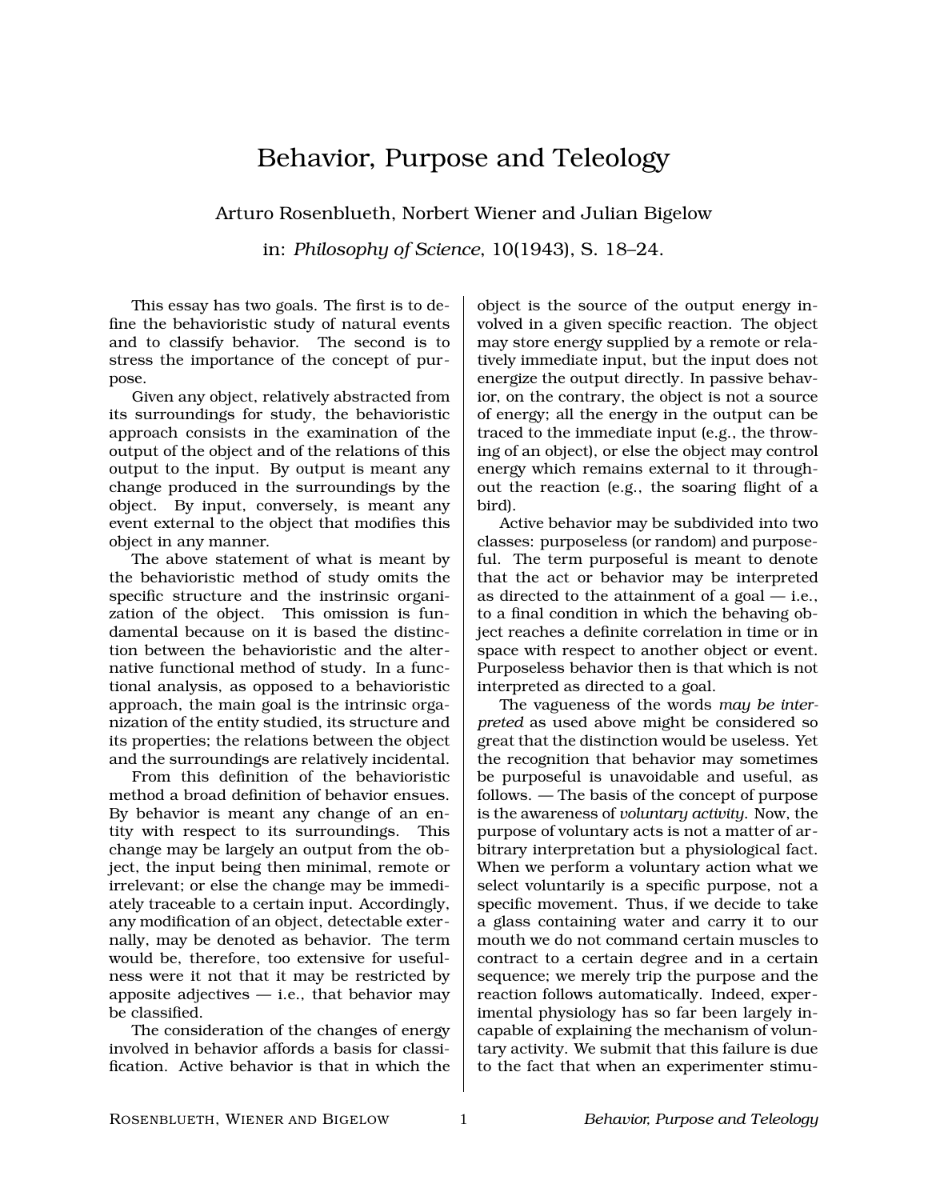# Behavior, Purpose and Teleology

Arturo Rosenblueth, Norbert Wiener and Julian Bigelow

in: *Philosophy of Science*, 10(1943), S. 18–24.

This essay has two goals. The first is to define the behavioristic study of natural events and to classify behavior. The second is to stress the importance of the concept of purpose.

Given any object, relatively abstracted from its surroundings for study, the behavioristic approach consists in the examination of the output of the object and of the relations of this output to the input. By output is meant any change produced in the surroundings by the object. By input, conversely, is meant any event external to the object that modifies this object in any manner.

The above statement of what is meant by the behavioristic method of study omits the specific structure and the instrinsic organization of the object. This omission is fundamental because on it is based the distinction between the behavioristic and the alternative functional method of study. In a functional analysis, as opposed to a behavioristic approach, the main goal is the intrinsic organization of the entity studied, its structure and its properties; the relations between the object and the surroundings are relatively incidental.

From this definition of the behavioristic method a broad definition of behavior ensues. By behavior is meant any change of an entity with respect to its surroundings. This change may be largely an output from the object, the input being then minimal, remote or irrelevant; or else the change may be immediately traceable to a certain input. Accordingly, any modification of an object, detectable externally, may be denoted as behavior. The term would be, therefore, too extensive for usefulness were it not that it may be restricted by apposite adjectives — i.e., that behavior may be classified.

The consideration of the changes of energy involved in behavior affords a basis for classification. Active behavior is that in which the object is the source of the output energy involved in a given specific reaction. The object may store energy supplied by a remote or relatively immediate input, but the input does not energize the output directly. In passive behavior, on the contrary, the object is not a source of energy; all the energy in the output can be traced to the immediate input (e.g., the throwing of an object), or else the object may control energy which remains external to it throughout the reaction (e.g., the soaring flight of a bird).

Active behavior may be subdivided into two classes: purposeless (or random) and purposeful. The term purposeful is meant to denote that the act or behavior may be interpreted as directed to the attainment of a goal — i.e., to a final condition in which the behaving object reaches a definite correlation in time or in space with respect to another object or event. Purposeless behavior then is that which is not interpreted as directed to a goal.

The vagueness of the words *may be interpreted* as used above might be considered so great that the distinction would be useless. Yet the recognition that behavior may sometimes be purposeful is unavoidable and useful, as follows. — The basis of the concept of purpose is the awareness of *voluntary activity*. Now, the purpose of voluntary acts is not a matter of arbitrary interpretation but a physiological fact. When we perform a voluntary action what we select voluntarily is a specific purpose, not a specific movement. Thus, if we decide to take a glass containing water and carry it to our mouth we do not command certain muscles to contract to a certain degree and in a certain sequence; we merely trip the purpose and the reaction follows automatically. Indeed, experimental physiology has so far been largely incapable of explaining the mechanism of voluntary activity. We submit that this failure is due to the fact that when an experimenter stimu-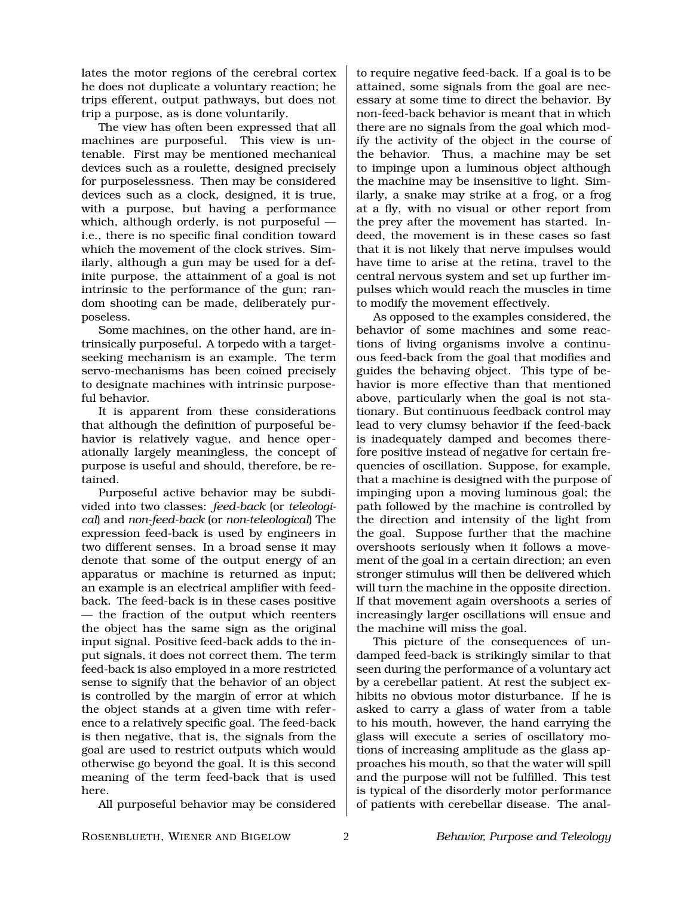lates the motor regions of the cerebral cortex he does not duplicate a voluntary reaction; he trips efferent, output pathways, but does not trip a purpose, as is done voluntarily.

The view has often been expressed that all machines are purposeful. This view is untenable. First may be mentioned mechanical devices such as a roulette, designed precisely for purposelessness. Then may be considered devices such as a clock, designed, it is true, with a purpose, but having a performance which, although orderly, is not purposeful — i.e., there is no specific final condition toward which the movement of the clock strives. Similarly, although a gun may be used for a definite purpose, the attainment of a goal is not intrinsic to the performance of the gun; random shooting can be made, deliberately purposeless.

Some machines, on the other hand, are intrinsically purposeful. A torpedo with a target-seeking mechanism is an example. The term servo-mechanisms has been coined precisely to designate machines with intrinsic purposeful behavior.

It is apparent from these considerations that although the definition of purposeful behavior is relatively vague, and hence operationally largely meaningless, the concept of purpose is useful and should, therefore, be retained.

Purposeful active behavior may be subdivided into two classes: *feed-back* (or *teleological*) and *non-feed-back* (or *non-teleological*) The expression feed-back is used by engineers in two different senses. In a broad sense it may denote that some of the output energy of an apparatus or machine is returned as input; an example is an electrical amplifier with feed-back. The feed-back is in these cases positive — the fraction of the output which reenters the object has the same sign as the original input signal. Positive feed-back adds to the input signals, it does not correct them. The term feed-back is also employed in a more restricted sense to signify that the behavior of an object is controlled by the margin of error at which the object stands at a given time with reference to a relatively specific goal. The feed-back is then negative, that is, the signals from the goal are used to restrict outputs which would otherwise go beyond the goal. It is this second meaning of the term feed-back that is used here.

All purposeful behavior may be considered to require negative feed-back. If a goal is to be attained, some signals from the goal are necessary at some time to direct the behavior. By non-feed-back behavior is meant that in which there are no signals from the goal which modify the activity of the object in the course of the behavior. Thus, a machine may be set to impinge upon a luminous object although the machine may be insensitive to light. Similarly, a snake may strike at a frog, or a frog at a fly, with no visual or other report from the prey after the movement has started. Indeed, the movement is in these cases so fast that it is not likely that nerve impulses would have time to arise at the retina, travel to the central nervous system and set up further impulses which would reach the muscles in time to modify the movement effectively.

As opposed to the examples considered, the behavior of some machines and some reactions of living organisms involve a continuous feed-back from the goal that modifies and guides the behaving object. This type of behavior is more effective than that mentioned above, particularly when the goal is not stationary. But continuous feedback control may lead to very clumsy behavior if the feed-back is inadequately damped and becomes therefore positive instead of negative for certain frequencies of oscillation. Suppose, for example, that a machine is designed with the purpose of impinging upon a moving luminous goal; the path followed by the machine is controlled by the direction and intensity of the light from the goal. Suppose further that the machine overshoots seriously when it follows a movement of the goal in a certain direction; an even stronger stimulus will then be delivered which will turn the machine in the opposite direction. If that movement again overshoots a series of increasingly larger oscillations will ensue and the machine will miss the goal.

This picture of the consequences of undamped feed-back is strikingly similar to that seen during the performance of a voluntary act by a cerebellar patient. At rest the subject exhibits no obvious motor disturbance. If he is asked to carry a glass of water from a table to his mouth, however, the hand carrying the glass will execute a series of oscillatory motions of increasing amplitude as the glass approaches his mouth, so that the water will spill and the purpose will not be fulfilled. This test is typical of the disorderly motor performance of patients with cerebellar disease. The anal-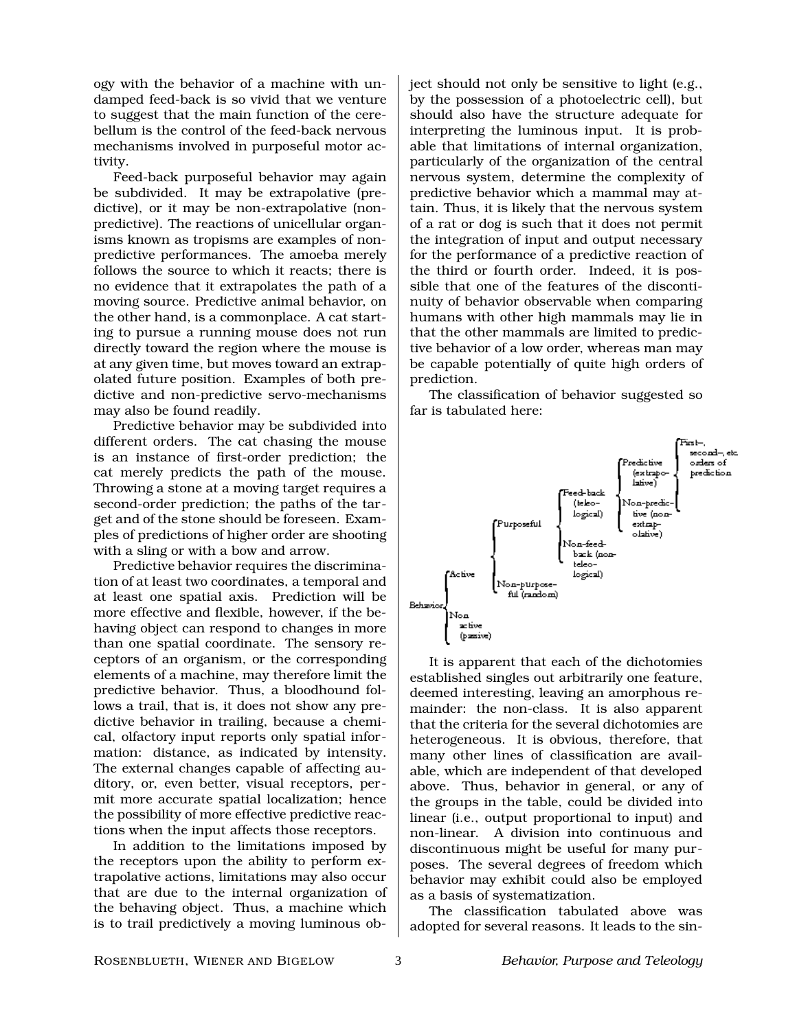ogy with the behavior of a machine with undamped feed-back is so vivid that we venture to suggest that the main function of the cerebellum is the control of the feed-back nervous mechanisms involved in purposeful motor activity.

Feed-back purposeful behavior may again be subdivided. It may be extrapolative (predictive), or it may be non-extrapolative (non-predictive). The reactions of unicellular organisms known as tropisms are examples of non-predictive performances. The amoeba merely follows the source to which it reacts; there is no evidence that it extrapolates the path of a moving source. Predictive animal behavior, on the other hand, is a commonplace. A cat starting to pursue a running mouse does not run directly toward the region where the mouse is at any given time, but moves toward an extrapolated future position. Examples of both predictive and non-predictive servo-mechanisms may also be found readily.

Predictive behavior may be subdivided into different orders. The cat chasing the mouse is an instance of first-order prediction; the cat merely predicts the path of the mouse. Throwing a stone at a moving target requires a second-order prediction; the paths of the target and of the stone should be foreseen. Examples of predictions of higher order are shooting with a sling or with a bow and arrow.

Predictive behavior requires the discrimination of at least two coordinates, a temporal and at least one spatial axis. Prediction will be more effective and flexible, however, if the behaving object can respond to changes in more than one spatial coordinate. The sensory receptors of an organism, or the corresponding elements of a machine, may therefore limit the predictive behavior. Thus, a bloodhound follows a trail, that is, it does not show any predictive behavior in trailing, because a chemical, olfactory input reports only spatial information: distance, as indicated by intensity. The external changes capable of affecting auditory, or, even better, visual receptors, permit more accurate spatial localization; hence the possibility of more effective predictive reactions when the input affects those receptors.

In addition to the limitations imposed by the receptors upon the ability to perform extrapolative actions, limitations may also occur that are due to the internal organization of the behaving object. Thus, a machine which is to trail predictively a moving luminous object should not only be sensitive to light (e.g., by the possession of a photoelectric cell), but should also have the structure adequate for interpreting the luminous input. It is probable that limitations of internal organization, particularly of the organization of the central nervous system, determine the complexity of predictive behavior which a mammal may attain. Thus, it is likely that the nervous system of a rat or dog is such that it does not permit the integration of input and output necessary for the performance of a predictive reaction of the third or fourth order. Indeed, it is possible that one of the features of the discontinuity of behavior observable when comparing humans with other high mammals may lie in that the other mammals are limited to predictive behavior of a low order, whereas man may be capable potentially of quite high orders of prediction.

The classification of behavior suggested so far is tabulated here:

- Behavior
  - Active
    - Purposeful
      - Feed-back (teleological)
        - Predictive (extrapolative)
          - First-, second-, etc. orders of prediction
        - Non-predictive (non-extrapolative)
      - Non-feed-back (non-teleological)
    - Non-purposeful (random)
  - Non active (passive)

It is apparent that each of the dichotomies established singles out arbitrarily one feature, deemed interesting, leaving an amorphous remainder: the non-class. It is also apparent that the criteria for the several dichotomies are heterogeneous. It is obvious, therefore, that many other lines of classification are available, which are independent of that developed above. Thus, behavior in general, or any of the groups in the table, could be divided into linear (i.e., output proportional to input) and non-linear. A division into continuous and discontinuous might be useful for many purposes. The several degrees of freedom which behavior may exhibit could also be employed as a basis of systematization.

The classification tabulated above was adopted for several reasons. It leads to the sin-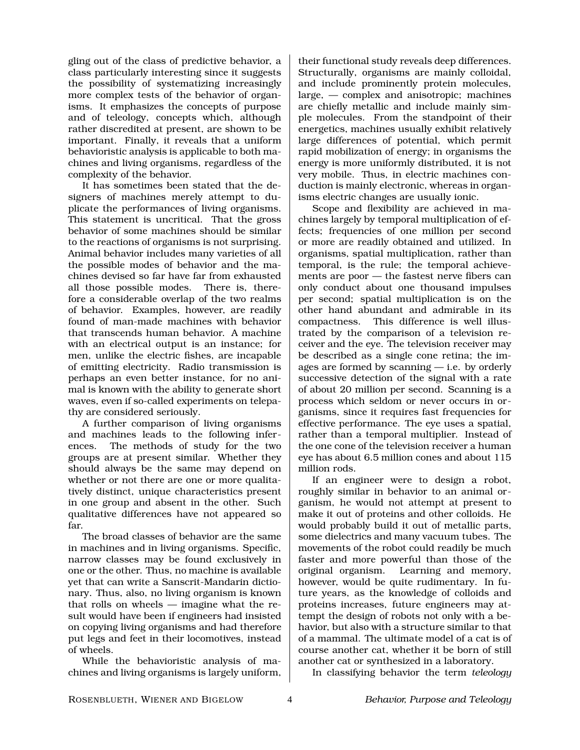gling out of the class of predictive behavior, a class particularly interesting since it suggests the possibility of systematizing increasingly more complex tests of the behavior of organisms. It emphasizes the concepts of purpose and of teleology, concepts which, although rather discredited at present, are shown to be important. Finally, it reveals that a uniform behavioristic analysis is applicable to both machines and living organisms, regardless of the complexity of the behavior.

It has sometimes been stated that the designers of machines merely attempt to duplicate the performances of living organisms. This statement is uncritical. That the gross behavior of some machines should be similar to the reactions of organisms is not surprising. Animal behavior includes many varieties of all the possible modes of behavior and the machines devised so far have far from exhausted all those possible modes. There is, therefore a considerable overlap of the two realms of behavior. Examples, however, are readily found of man-made machines with behavior that transcends human behavior. A machine with an electrical output is an instance; for men, unlike the electric fishes, are incapable of emitting electricity. Radio transmission is perhaps an even better instance, for no animal is known with the ability to generate short waves, even if so-called experiments on telepathy are considered seriously.

A further comparison of living organisms and machines leads to the following inferences. The methods of study for the two groups are at present similar. Whether they should always be the same may depend on whether or not there are one or more qualitatively distinct, unique characteristics present in one group and absent in the other. Such qualitative differences have not appeared so far.

The broad classes of behavior are the same in machines and in living organisms. Specific, narrow classes may be found exclusively in one or the other. Thus, no machine is available yet that can write a Sanscrit-Mandarin dictionary. Thus, also, no living organism is known that rolls on wheels — imagine what the result would have been if engineers had insisted on copying living organisms and had therefore put legs and feet in their locomotives, instead of wheels.

While the behavioristic analysis of machines and living organisms is largely uniform, their functional study reveals deep differences. Structurally, organisms are mainly colloidal, and include prominently protein molecules, large, — complex and anisotropic; machines are chiefly metallic and include mainly simple molecules. From the standpoint of their energetics, machines usually exhibit relatively large differences of potential, which permit rapid mobilization of energy; in organisms the energy is more uniformly distributed, it is not very mobile. Thus, in electric machines conduction is mainly electronic, whereas in organisms electric changes are usually ionic.

Scope and flexibility are achieved in machines largely by temporal multiplication of effects; frequencies of one million per second or more are readily obtained and utilized. In organisms, spatial multiplication, rather than temporal, is the rule; the temporal achievements are poor — the fastest nerve fibers can only conduct about one thousand impulses per second; spatial multiplication is on the other hand abundant and admirable in its compactness. This difference is well illustrated by the comparison of a television receiver and the eye. The television receiver may be described as a single cone retina; the images are formed by scanning — i.e. by orderly successive detection of the signal with a rate of about 20 million per second. Scanning is a process which seldom or never occurs in organisms, since it requires fast frequencies for effective performance. The eye uses a spatial, rather than a temporal multiplier. Instead of the one cone of the television receiver a human eye has about 6.5 million cones and about 115 million rods.

If an engineer were to design a robot, roughly similar in behavior to an animal organism, he would not attempt at present to make it out of proteins and other colloids. He would probably build it out of metallic parts, some dielectrics and many vacuum tubes. The movements of the robot could readily be much faster and more powerful than those of the original organism. Learning and memory, however, would be quite rudimentary. In future years, as the knowledge of colloids and proteins increases, future engineers may attempt the design of robots not only with a behavior, but also with a structure similar to that of a mammal. The ultimate model of a cat is of course another cat, whether it be born of still another cat or synthesized in a laboratory.

In classifying behavior the term *teleology*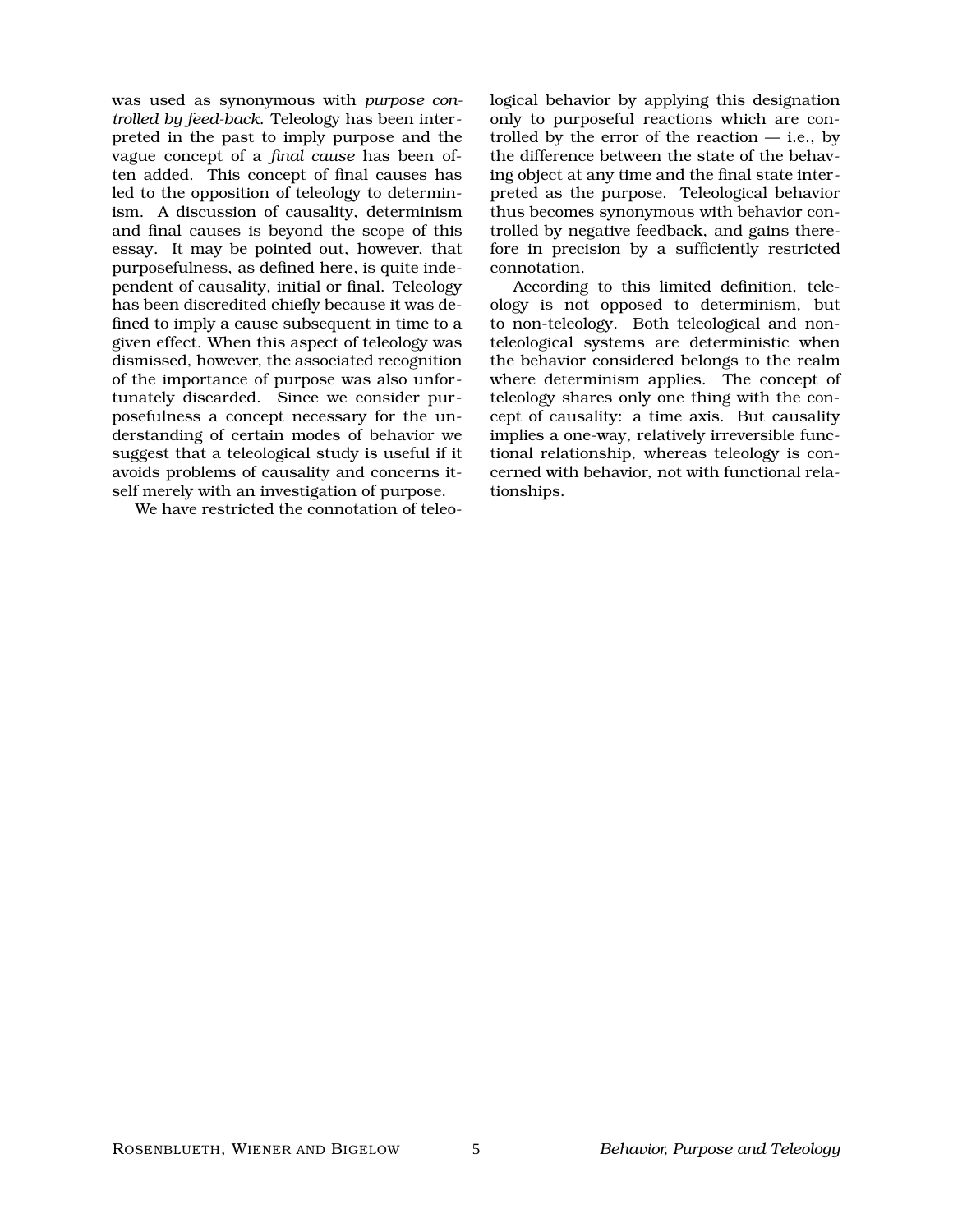was used as synonymous with *purpose controlled by feed-back*. Teleology has been interpreted in the past to imply purpose and the vague concept of a *final cause* has been often added. This concept of final causes has led to the opposition of teleology to determinism. A discussion of causality, determinism and final causes is beyond the scope of this essay. It may be pointed out, however, that purposefulness, as defined here, is quite independent of causality, initial or final. Teleology has been discredited chiefly because it was defined to imply a cause subsequent in time to a given effect. When this aspect of teleology was dismissed, however, the associated recognition of the importance of purpose was also unfortunately discarded. Since we consider purposefulness a concept necessary for the understanding of certain modes of behavior we suggest that a teleological study is useful if it avoids problems of causality and concerns itself merely with an investigation of purpose.

We have restricted the connotation of teleological behavior by applying this designation only to purposeful reactions which are controlled by the error of the reaction — i.e., by the difference between the state of the behaving object at any time and the final state interpreted as the purpose. Teleological behavior thus becomes synonymous with behavior controlled by negative feedback, and gains therefore in precision by a sufficiently restricted connotation.

According to this limited definition, teleology is not opposed to determinism, but to non-teleology. Both teleological and non-teleological systems are deterministic when the behavior considered belongs to the realm where determinism applies. The concept of teleology shares only one thing with the concept of causality: a time axis. But causality implies a one-way, relatively irreversible functional relationship, whereas teleology is concerned with behavior, not with functional relationships.